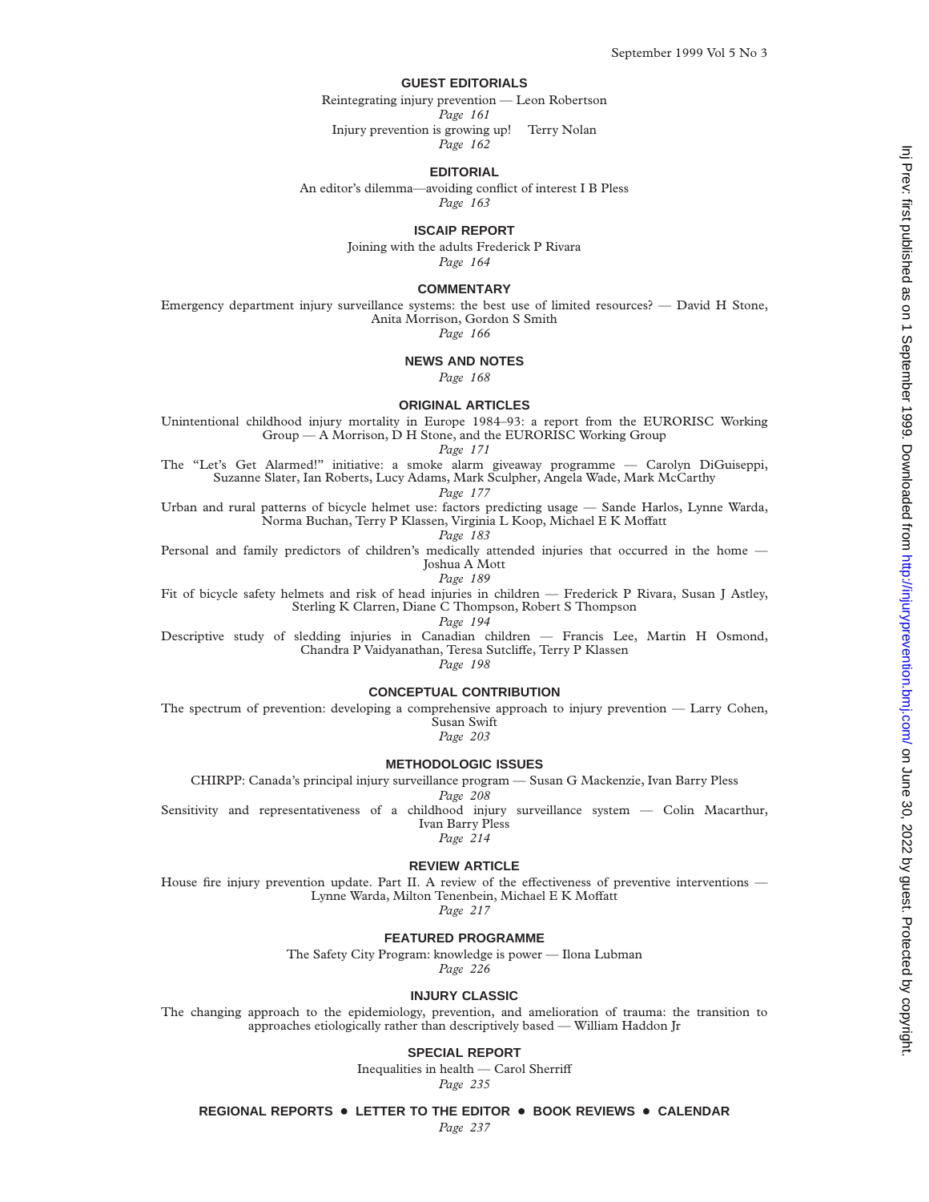## GUEST EDITORIALS

Reintegrating injury prevention — Leon Robertson

*Page 161*

Injury prevention is growing up! Terry Nolan

*Page 162*

## EDITORIAL

An editor's dilemma—avoiding conflict of interest I B Pless

*Page 163*

## ISCAIP REPORT

Joining with the adults Frederick P Rivara

*Page 164*

## COMMENTARY

Emergency department injury surveillance systems: the best use of limited resources? — David H Stone, Anita Morrison, Gordon S Smith

*Page 166*

## NEWS AND NOTES

*Page 168*

## ORIGINAL ARTICLES

Unintentional childhood injury mortality in Europe 1984–93: a report from the EURORISC Working Group — A Morrison, D H Stone, and the EURORISC Working Group

*Page 171*

The "Let's Get Alarmed!" initiative: a smoke alarm giveaway programme — Carolyn DiGuiseppi, Suzanne Slater, Ian Roberts, Lucy Adams, Mark Sculpher, Angela Wade, Mark McCarthy

*Page 177*

Urban and rural patterns of bicycle helmet use: factors predicting usage — Sande Harlos, Lynne Warda, Norma Buchan, Terry P Klassen, Virginia L Koop, Michael E K Moffatt

*Page 183*

Personal and family predictors of children's medically attended injuries that occurred in the home — Joshua A Mott

*Page 189*

Fit of bicycle safety helmets and risk of head injuries in children — Frederick P Rivara, Susan J Astley, Sterling K Clarren, Diane C Thompson, Robert S Thompson

*Page 194*

Descriptive study of sledding injuries in Canadian children — Francis Lee, Martin H Osmond, Chandra P Vaidyanathan, Teresa Sutcliffe, Terry P Klassen

*Page 198*

## CONCEPTUAL CONTRIBUTION

The spectrum of prevention: developing a comprehensive approach to injury prevention — Larry Cohen, Susan Swift

*Page 203*

## METHODOLOGIC ISSUES

CHIRPP: Canada's principal injury surveillance program — Susan G Mackenzie, Ivan Barry Pless

*Page 208*

Sensitivity and representativeness of a childhood injury surveillance system — Colin Macarthur, Ivan Barry Pless

*Page 214*

## REVIEW ARTICLE

House fire injury prevention update. Part II. A review of the effectiveness of preventive interventions — Lynne Warda, Milton Tenenbein, Michael E K Moffatt

*Page 217*

## FEATURED PROGRAMME

The Safety City Program: knowledge is power — Ilona Lubman

*Page 226*

## INJURY CLASSIC

The changing approach to the epidemiology, prevention, and amelioration of trauma: the transition to approaches etiologically rather than descriptively based — William Haddon Jr

## SPECIAL REPORT

Inequalities in health — Carol Sherriff

*Page 235*

## REGIONAL REPORTS • LETTER TO THE EDITOR • BOOK REVIEWS • CALENDAR

*Page 237*